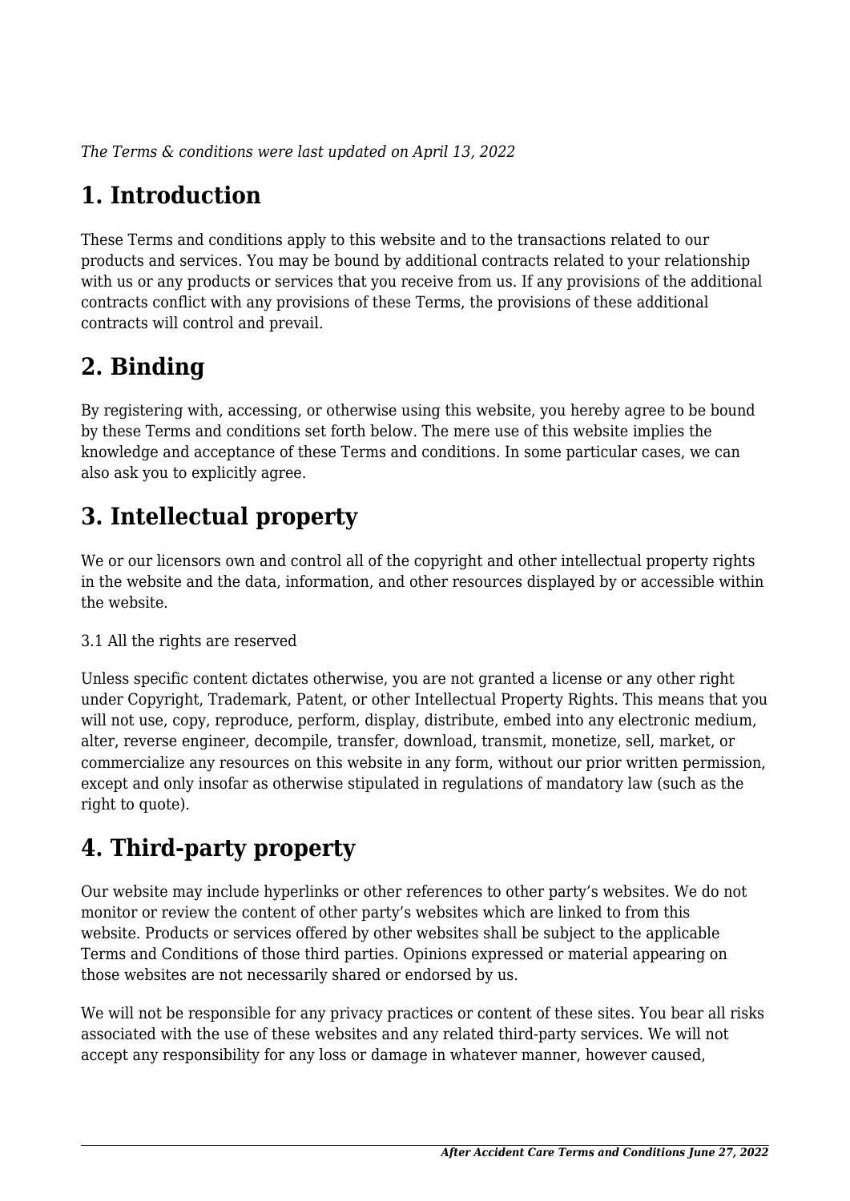*The Terms & conditions were last updated on April 13, 2022*

# 1. Introduction

These Terms and conditions apply to this website and to the transactions related to our products and services. You may be bound by additional contracts related to your relationship with us or any products or services that you receive from us. If any provisions of the additional contracts conflict with any provisions of these Terms, the provisions of these additional contracts will control and prevail.

# 2. Binding

By registering with, accessing, or otherwise using this website, you hereby agree to be bound by these Terms and conditions set forth below. The mere use of this website implies the knowledge and acceptance of these Terms and conditions. In some particular cases, we can also ask you to explicitly agree.

# 3. Intellectual property

We or our licensors own and control all of the copyright and other intellectual property rights in the website and the data, information, and other resources displayed by or accessible within the website.

3.1 All the rights are reserved

Unless specific content dictates otherwise, you are not granted a license or any other right under Copyright, Trademark, Patent, or other Intellectual Property Rights. This means that you will not use, copy, reproduce, perform, display, distribute, embed into any electronic medium, alter, reverse engineer, decompile, transfer, download, transmit, monetize, sell, market, or commercialize any resources on this website in any form, without our prior written permission, except and only insofar as otherwise stipulated in regulations of mandatory law (such as the right to quote).

# 4. Third-party property

Our website may include hyperlinks or other references to other party's websites. We do not monitor or review the content of other party's websites which are linked to from this website. Products or services offered by other websites shall be subject to the applicable Terms and Conditions of those third parties. Opinions expressed or material appearing on those websites are not necessarily shared or endorsed by us.

We will not be responsible for any privacy practices or content of these sites. You bear all risks associated with the use of these websites and any related third-party services. We will not accept any responsibility for any loss or damage in whatever manner, however caused,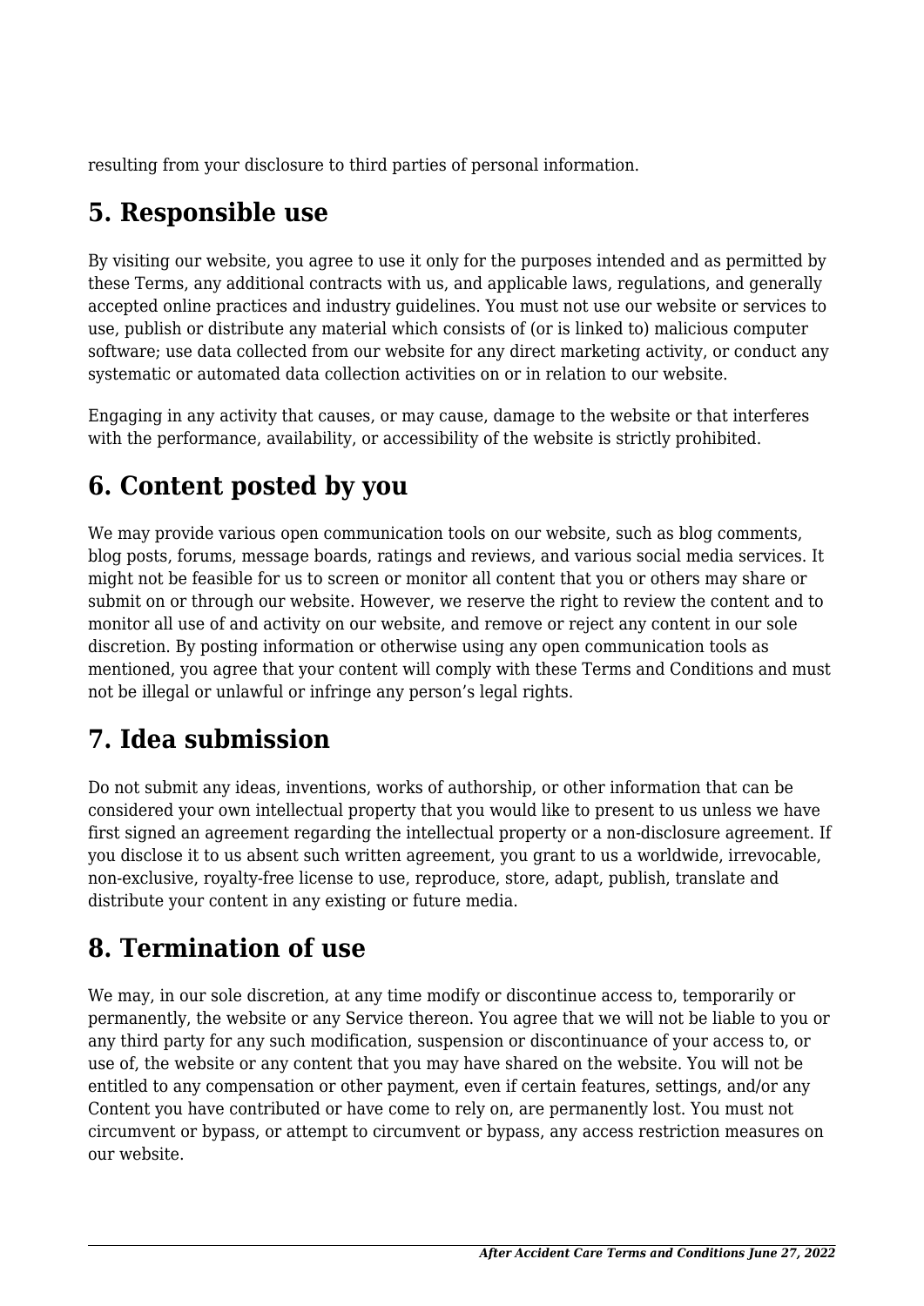resulting from your disclosure to third parties of personal information.

## 5. Responsible use

By visiting our website, you agree to use it only for the purposes intended and as permitted by these Terms, any additional contracts with us, and applicable laws, regulations, and generally accepted online practices and industry guidelines. You must not use our website or services to use, publish or distribute any material which consists of (or is linked to) malicious computer software; use data collected from our website for any direct marketing activity, or conduct any systematic or automated data collection activities on or in relation to our website.

Engaging in any activity that causes, or may cause, damage to the website or that interferes with the performance, availability, or accessibility of the website is strictly prohibited.

## 6. Content posted by you

We may provide various open communication tools on our website, such as blog comments, blog posts, forums, message boards, ratings and reviews, and various social media services. It might not be feasible for us to screen or monitor all content that you or others may share or submit on or through our website. However, we reserve the right to review the content and to monitor all use of and activity on our website, and remove or reject any content in our sole discretion. By posting information or otherwise using any open communication tools as mentioned, you agree that your content will comply with these Terms and Conditions and must not be illegal or unlawful or infringe any person's legal rights.

## 7. Idea submission

Do not submit any ideas, inventions, works of authorship, or other information that can be considered your own intellectual property that you would like to present to us unless we have first signed an agreement regarding the intellectual property or a non-disclosure agreement. If you disclose it to us absent such written agreement, you grant to us a worldwide, irrevocable, non-exclusive, royalty-free license to use, reproduce, store, adapt, publish, translate and distribute your content in any existing or future media.

## 8. Termination of use

We may, in our sole discretion, at any time modify or discontinue access to, temporarily or permanently, the website or any Service thereon. You agree that we will not be liable to you or any third party for any such modification, suspension or discontinuance of your access to, or use of, the website or any content that you may have shared on the website. You will not be entitled to any compensation or other payment, even if certain features, settings, and/or any Content you have contributed or have come to rely on, are permanently lost. You must not circumvent or bypass, or attempt to circumvent or bypass, any access restriction measures on our website.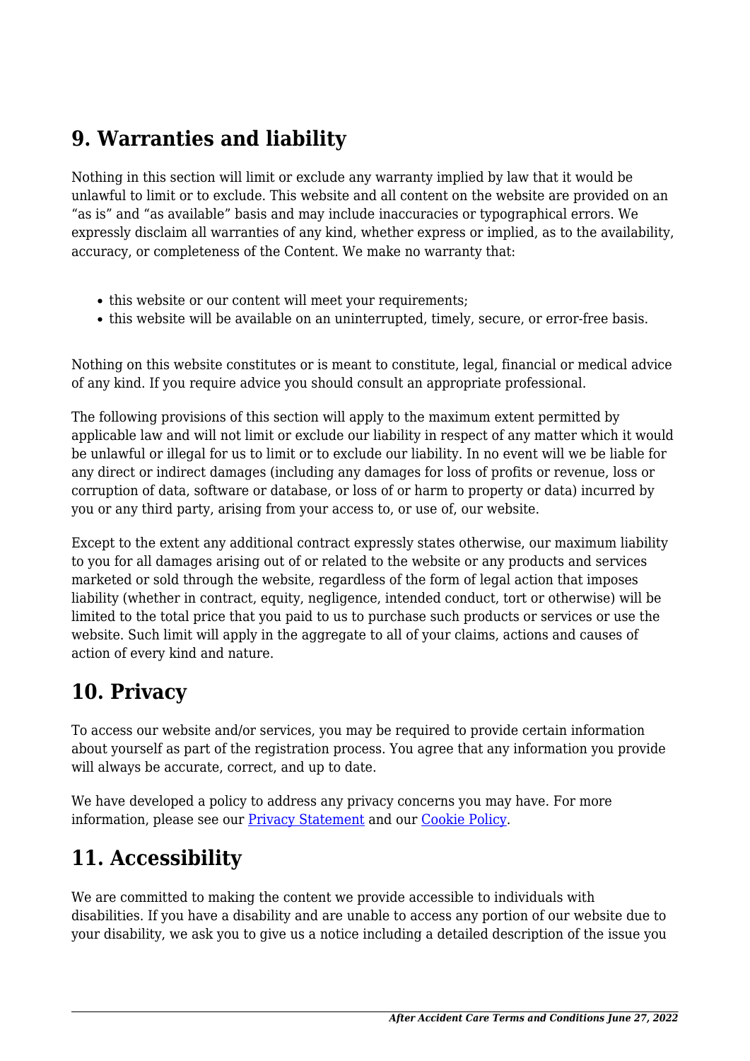## 9. Warranties and liability

Nothing in this section will limit or exclude any warranty implied by law that it would be unlawful to limit or to exclude. This website and all content on the website are provided on an “as is” and “as available” basis and may include inaccuracies or typographical errors. We expressly disclaim all warranties of any kind, whether express or implied, as to the availability, accuracy, or completeness of the Content. We make no warranty that:

- this website or our content will meet your requirements;
- this website will be available on an uninterrupted, timely, secure, or error-free basis.

Nothing on this website constitutes or is meant to constitute, legal, financial or medical advice of any kind. If you require advice you should consult an appropriate professional.

The following provisions of this section will apply to the maximum extent permitted by applicable law and will not limit or exclude our liability in respect of any matter which it would be unlawful or illegal for us to limit or to exclude our liability. In no event will we be liable for any direct or indirect damages (including any damages for loss of profits or revenue, loss or corruption of data, software or database, or loss of or harm to property or data) incurred by you or any third party, arising from your access to, or use of, our website.

Except to the extent any additional contract expressly states otherwise, our maximum liability to you for all damages arising out of or related to the website or any products and services marketed or sold through the website, regardless of the form of legal action that imposes liability (whether in contract, equity, negligence, intended conduct, tort or otherwise) will be limited to the total price that you paid to us to purchase such products or services or use the website. Such limit will apply in the aggregate to all of your claims, actions and causes of action of every kind and nature.

## 10. Privacy

To access our website and/or services, you may be required to provide certain information about yourself as part of the registration process. You agree that any information you provide will always be accurate, correct, and up to date.

We have developed a policy to address any privacy concerns you may have. For more information, please see our Privacy Statement and our Cookie Policy.

## 11. Accessibility

We are committed to making the content we provide accessible to individuals with disabilities. If you have a disability and are unable to access any portion of our website due to your disability, we ask you to give us a notice including a detailed description of the issue you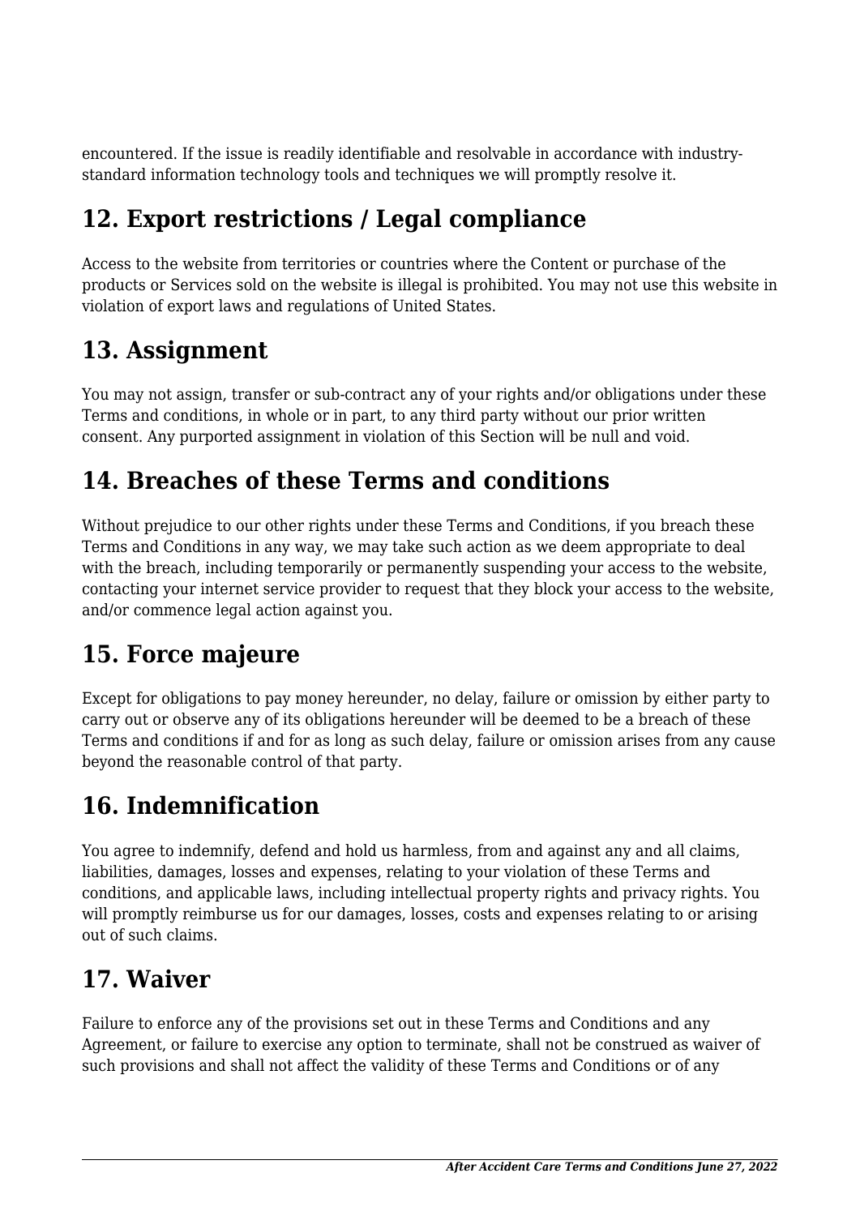encountered. If the issue is readily identifiable and resolvable in accordance with industry-standard information technology tools and techniques we will promptly resolve it.

## 12. Export restrictions / Legal compliance

Access to the website from territories or countries where the Content or purchase of the products or Services sold on the website is illegal is prohibited. You may not use this website in violation of export laws and regulations of United States.

## 13. Assignment

You may not assign, transfer or sub-contract any of your rights and/or obligations under these Terms and conditions, in whole or in part, to any third party without our prior written consent. Any purported assignment in violation of this Section will be null and void.

## 14. Breaches of these Terms and conditions

Without prejudice to our other rights under these Terms and Conditions, if you breach these Terms and Conditions in any way, we may take such action as we deem appropriate to deal with the breach, including temporarily or permanently suspending your access to the website, contacting your internet service provider to request that they block your access to the website, and/or commence legal action against you.

## 15. Force majeure

Except for obligations to pay money hereunder, no delay, failure or omission by either party to carry out or observe any of its obligations hereunder will be deemed to be a breach of these Terms and conditions if and for as long as such delay, failure or omission arises from any cause beyond the reasonable control of that party.

## 16. Indemnification

You agree to indemnify, defend and hold us harmless, from and against any and all claims, liabilities, damages, losses and expenses, relating to your violation of these Terms and conditions, and applicable laws, including intellectual property rights and privacy rights. You will promptly reimburse us for our damages, losses, costs and expenses relating to or arising out of such claims.

## 17. Waiver

Failure to enforce any of the provisions set out in these Terms and Conditions and any Agreement, or failure to exercise any option to terminate, shall not be construed as waiver of such provisions and shall not affect the validity of these Terms and Conditions or of any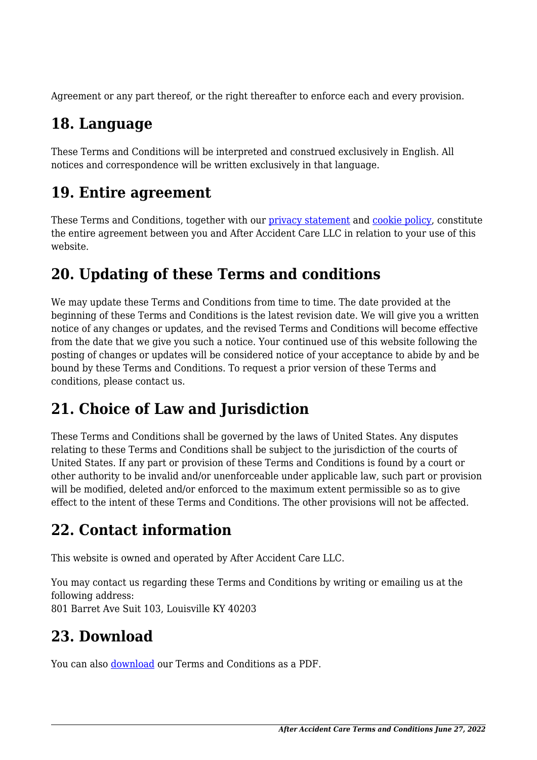Agreement or any part thereof, or the right thereafter to enforce each and every provision.

## 18. Language

These Terms and Conditions will be interpreted and construed exclusively in English. All notices and correspondence will be written exclusively in that language.

## 19. Entire agreement

These Terms and Conditions, together with our [privacy statement]() and [cookie policy](), constitute the entire agreement between you and After Accident Care LLC in relation to your use of this website.

## 20. Updating of these Terms and conditions

We may update these Terms and Conditions from time to time. The date provided at the beginning of these Terms and Conditions is the latest revision date. We will give you a written notice of any changes or updates, and the revised Terms and Conditions will become effective from the date that we give you such a notice. Your continued use of this website following the posting of changes or updates will be considered notice of your acceptance to abide by and be bound by these Terms and Conditions. To request a prior version of these Terms and conditions, please contact us.

## 21. Choice of Law and Jurisdiction

These Terms and Conditions shall be governed by the laws of United States. Any disputes relating to these Terms and Conditions shall be subject to the jurisdiction of the courts of United States. If any part or provision of these Terms and Conditions is found by a court or other authority to be invalid and/or unenforceable under applicable law, such part or provision will be modified, deleted and/or enforced to the maximum extent permissible so as to give effect to the intent of these Terms and Conditions. The other provisions will not be affected.

## 22. Contact information

This website is owned and operated by After Accident Care LLC.

You may contact us regarding these Terms and Conditions by writing or emailing us at the following address:
801 Barret Ave Suit 103, Louisville KY 40203

## 23. Download

You can also [download]() our Terms and Conditions as a PDF.